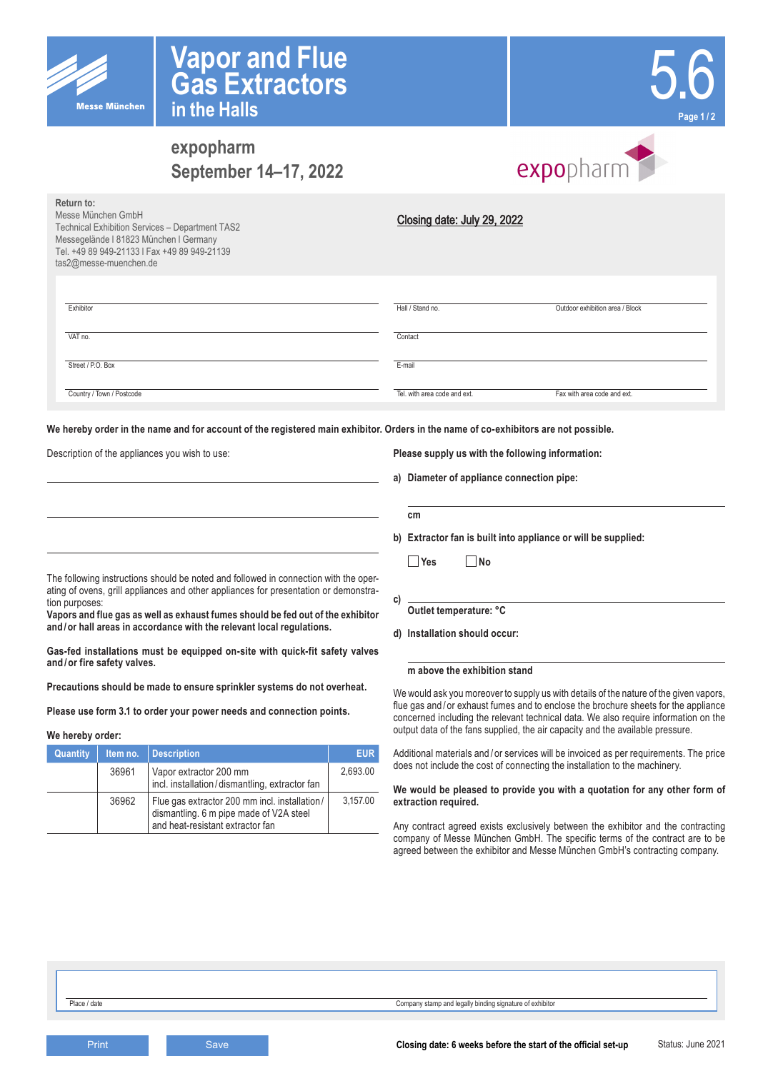# Vapor and Flue Gas Extractors in the Halls

5.6

## expopharm
## September 14–17, 2022

**Return to:**
Messe München GmbH
Technical Exhibition Services – Department TAS2
Messegelände I 81823 München I Germany
Tel. +49 89 949-21133 I Fax +49 89 949-21139
tas2@messe-muenchen.de

**Closing date: July 29, 2022**

| | | |
|---|---|---|
| Exhibitor | Hall / Stand no. | Outdoor exhibition area / Block |
| VAT no. | Contact | |
| Street / P.O. Box | E-mail | |
| Country / Town / Postcode | Tel. with area code and ext. | Fax with area code and ext. |

**We hereby order in the name and for account of the registered main exhibitor. Orders in the name of co-exhibitors are not possible.**

Description of the appliances you wish to use:

The following instructions should be noted and followed in connection with the operating of ovens, grill appliances and other appliances for presentation or demonstration purposes:
**Vapors and flue gas as well as exhaust fumes should be fed out of the exhibitor and/or hall areas in accordance with the relevant local regulations.**

**Gas-fed installations must be equipped on-site with quick-fit safety valves and/or fire safety valves.**

**Precautions should be made to ensure sprinkler systems do not overheat.**

**Please use form 3.1 to order your power needs and connection points.**

**We hereby order:**

| Quantity | Item no. | Description | EUR |
|---|---|---|---|
| | 36961 | Vapor extractor 200 mm incl. installation/dismantling, extractor fan | 2,693.00 |
| | 36962 | Flue gas extractor 200 mm incl. installation/dismantling. 6 m pipe made of V2A steel and heat-resistant extractor fan | 3,157.00 |

**Please supply us with the following information:**

**a) Diameter of appliance connection pipe:**

**cm**

**b) Extractor fan is built into appliance or will be supplied:**

☐ **Yes** ☐ **No**

**c)**

**Outlet temperature: °C**

**d) Installation should occur:**

**m above the exhibition stand**

We would ask you moreover to supply us with details of the nature of the given vapors, flue gas and/or exhaust fumes and to enclose the brochure sheets for the appliance concerned including the relevant technical data. We also require information on the output data of the fans supplied, the air capacity and the available pressure.

Additional materials and/or services will be invoiced as per requirements. The price does not include the cost of connecting the installation to the machinery.

**We would be pleased to provide you with a quotation for any other form of extraction required.**

Any contract agreed exists exclusively between the exhibitor and the contracting company of Messe München GmbH. The specific terms of the contract are to be agreed between the exhibitor and Messe München GmbH's contracting company.

| | |
|---|---|
| Place / date | Company stamp and legally binding signature of exhibitor |

**Closing date: 6 weeks before the start of the official set-up**

Status: June 2021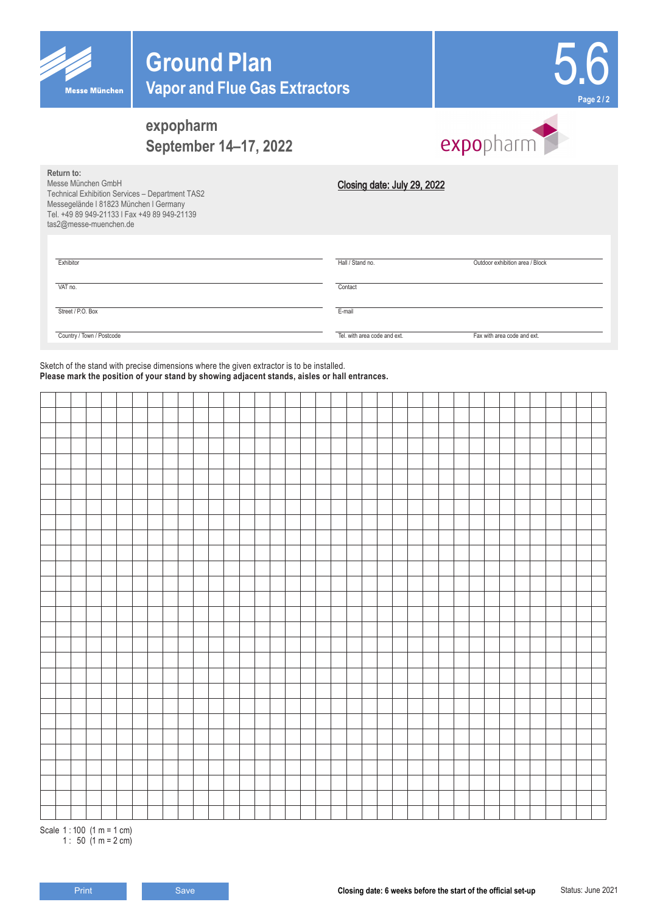# Ground Plan

## Vapor and Flue Gas Extractors

5.6

Page 2 / 2

**expopharm**
**September 14–17, 2022**

**Return to:**
Messe München GmbH
Technical Exhibition Services – Department TAS2
Messegelände I 81823 München I Germany
Tel. +49 89 949-21133 I Fax +49 89 949-21139
tas2@messe-muenchen.de

**Closing date: July 29, 2022**

| | | |
|---|---|---|
| Exhibitor | Hall / Stand no. | Outdoor exhibition area / Block |
| VAT no. | Contact | |
| Street / P.O. Box | E-mail | |
| Country / Town / Postcode | Tel. with area code and ext. | Fax with area code and ext. |

Sketch of the stand with precise dimensions where the given extractor is to be installed.
**Please mark the position of your stand by showing adjacent stands, aisles or hall entrances.**

Scale 1 : 100 (1 m = 1 cm)
1 : 50 (1 m = 2 cm)

Print

Save

**Closing date: 6 weeks before the start of the official set-up**

Status: June 2021